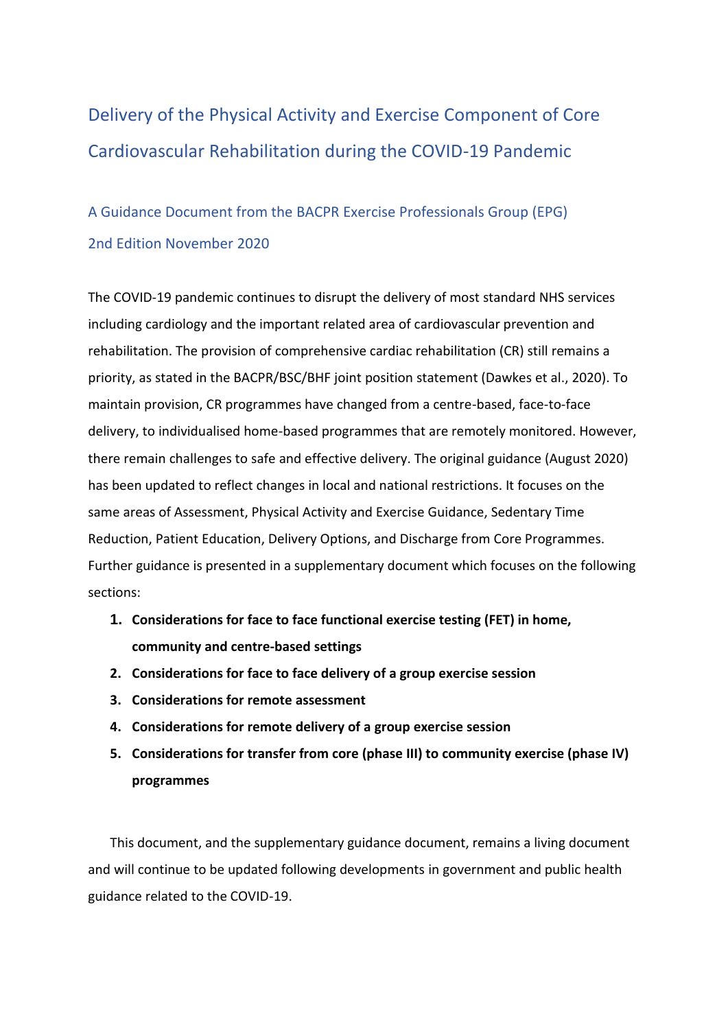# Delivery of the Physical Activity and Exercise Component of Core Cardiovascular Rehabilitation during the COVID-19 Pandemic

## A Guidance Document from the BACPR Exercise Professionals Group (EPG)

## 2nd Edition November 2020

The COVID-19 pandemic continues to disrupt the delivery of most standard NHS services including cardiology and the important related area of cardiovascular prevention and rehabilitation. The provision of comprehensive cardiac rehabilitation (CR) still remains a priority, as stated in the BACPR/BSC/BHF joint position statement (Dawkes et al., 2020). To maintain provision, CR programmes have changed from a centre-based, face-to-face delivery, to individualised home-based programmes that are remotely monitored. However, there remain challenges to safe and effective delivery. The original guidance (August 2020) has been updated to reflect changes in local and national restrictions. It focuses on the same areas of Assessment, Physical Activity and Exercise Guidance, Sedentary Time Reduction, Patient Education, Delivery Options, and Discharge from Core Programmes. Further guidance is presented in a supplementary document which focuses on the following sections:

1. **Considerations for face to face functional exercise testing (FET) in home, community and centre-based settings**
2. **Considerations for face to face delivery of a group exercise session**
3. **Considerations for remote assessment**
4. **Considerations for remote delivery of a group exercise session**
5. **Considerations for transfer from core (phase III) to community exercise (phase IV) programmes**

This document, and the supplementary guidance document, remains a living document and will continue to be updated following developments in government and public health guidance related to the COVID-19.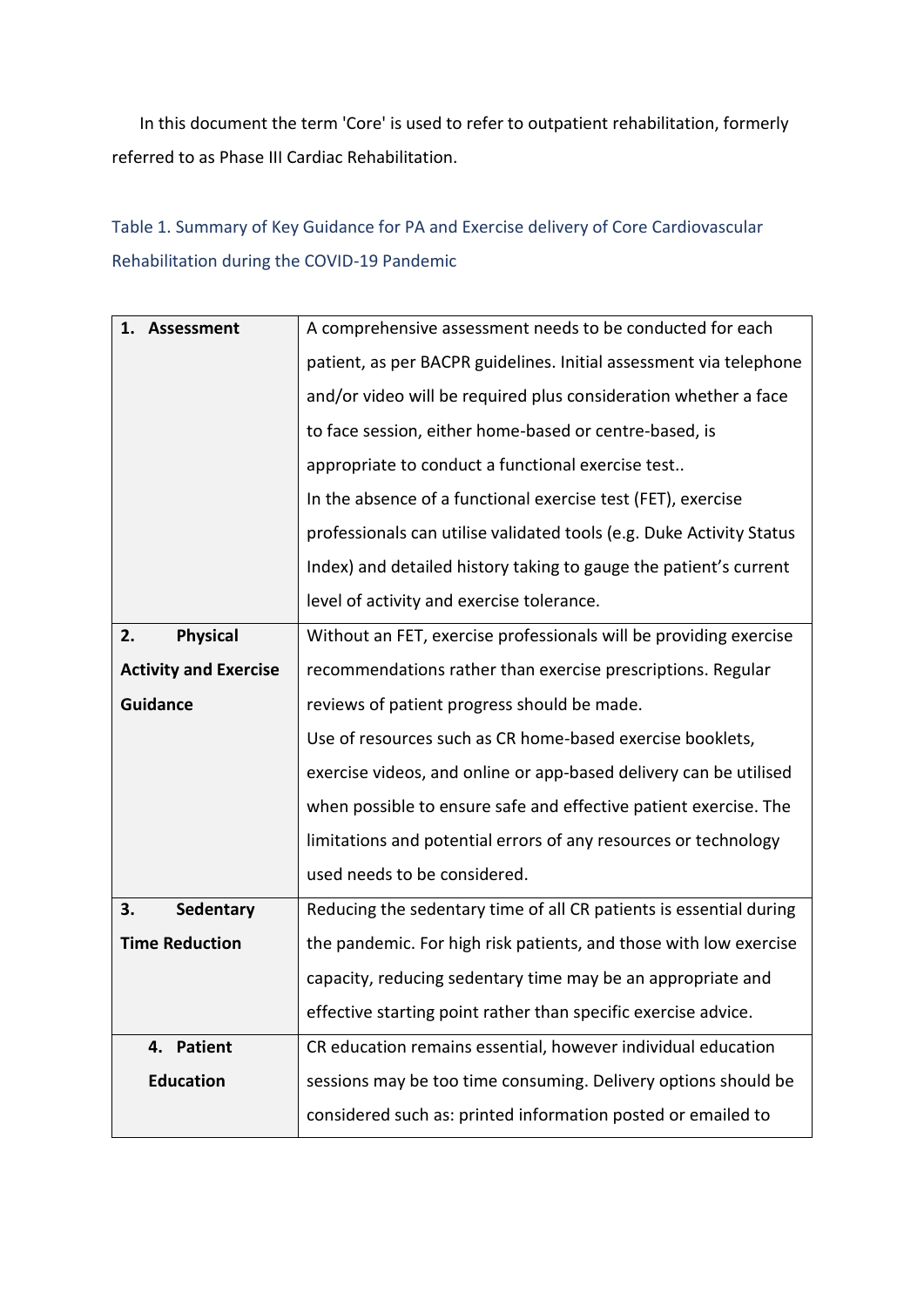In this document the term 'Core' is used to refer to outpatient rehabilitation, formerly referred to as Phase III Cardiac Rehabilitation.

Table 1. Summary of Key Guidance for PA and Exercise delivery of Core Cardiovascular Rehabilitation during the COVID-19 Pandemic

| | |
|---|---|
| **1. Assessment** | A comprehensive assessment needs to be conducted for each patient, as per BACPR guidelines. Initial assessment via telephone and/or video will be required plus consideration whether a face to face session, either home-based or centre-based, is appropriate to conduct a functional exercise test.. In the absence of a functional exercise test (FET), exercise professionals can utilise validated tools (e.g. Duke Activity Status Index) and detailed history taking to gauge the patient's current level of activity and exercise tolerance. |
| **2. Physical Activity and Exercise Guidance** | Without an FET, exercise professionals will be providing exercise recommendations rather than exercise prescriptions. Regular reviews of patient progress should be made. Use of resources such as CR home-based exercise booklets, exercise videos, and online or app-based delivery can be utilised when possible to ensure safe and effective patient exercise. The limitations and potential errors of any resources or technology used needs to be considered. |
| **3. Sedentary Time Reduction** | Reducing the sedentary time of all CR patients is essential during the pandemic. For high risk patients, and those with low exercise capacity, reducing sedentary time may be an appropriate and effective starting point rather than specific exercise advice. |
| **4. Patient Education** | CR education remains essential, however individual education sessions may be too time consuming. Delivery options should be considered such as: printed information posted or emailed to |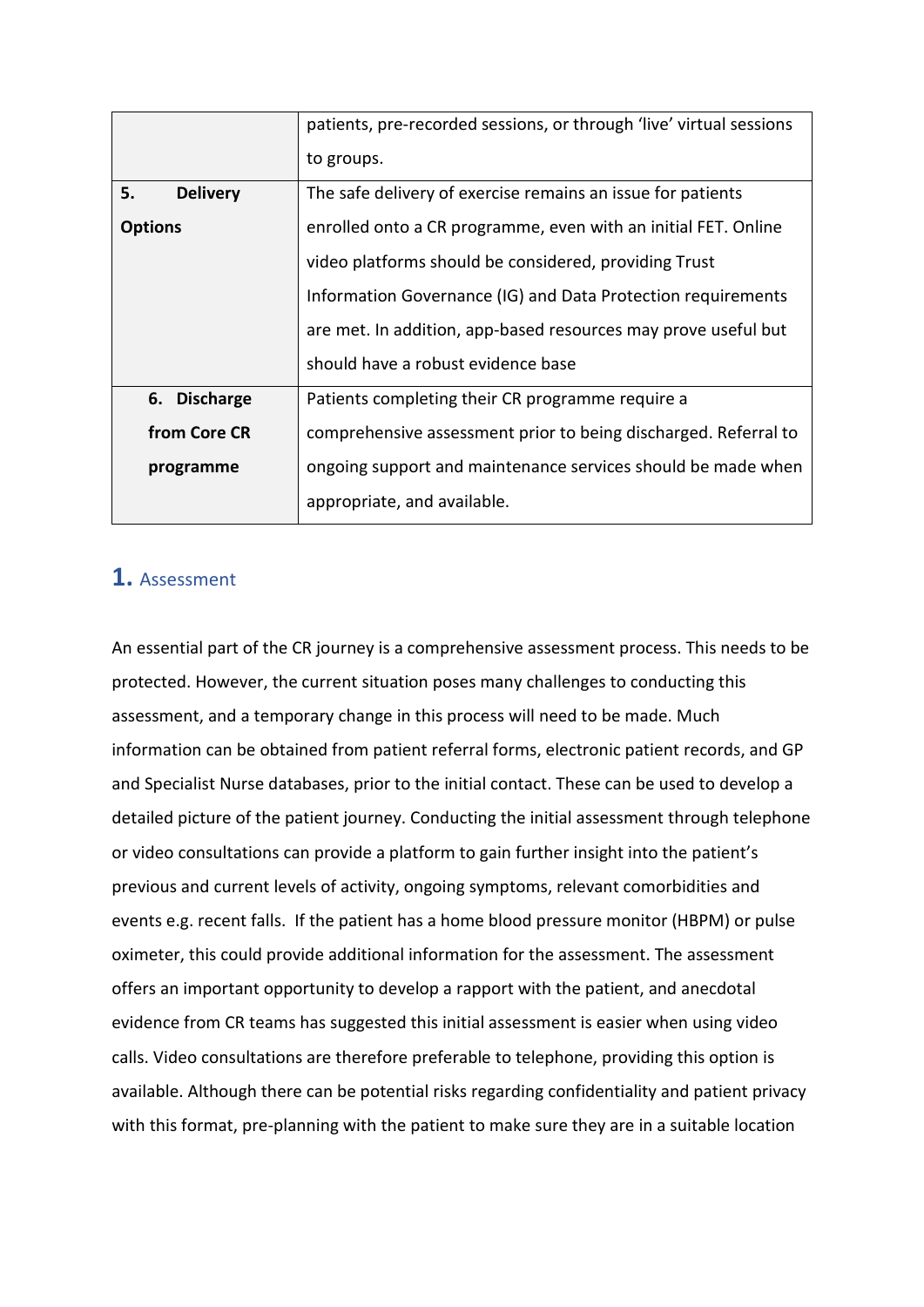| | |
|---|---|
| | patients, pre-recorded sessions, or through 'live' virtual sessions to groups. |
| **5. Delivery Options** | The safe delivery of exercise remains an issue for patients enrolled onto a CR programme, even with an initial FET. Online video platforms should be considered, providing Trust Information Governance (IG) and Data Protection requirements are met. In addition, app-based resources may prove useful but should have a robust evidence base |
| **6. Discharge from Core CR programme** | Patients completing their CR programme require a comprehensive assessment prior to being discharged. Referral to ongoing support and maintenance services should be made when appropriate, and available. |

## 1. Assessment

An essential part of the CR journey is a comprehensive assessment process. This needs to be protected. However, the current situation poses many challenges to conducting this assessment, and a temporary change in this process will need to be made. Much information can be obtained from patient referral forms, electronic patient records, and GP and Specialist Nurse databases, prior to the initial contact. These can be used to develop a detailed picture of the patient journey. Conducting the initial assessment through telephone or video consultations can provide a platform to gain further insight into the patient's previous and current levels of activity, ongoing symptoms, relevant comorbidities and events e.g. recent falls. If the patient has a home blood pressure monitor (HBPM) or pulse oximeter, this could provide additional information for the assessment. The assessment offers an important opportunity to develop a rapport with the patient, and anecdotal evidence from CR teams has suggested this initial assessment is easier when using video calls. Video consultations are therefore preferable to telephone, providing this option is available. Although there can be potential risks regarding confidentiality and patient privacy with this format, pre-planning with the patient to make sure they are in a suitable location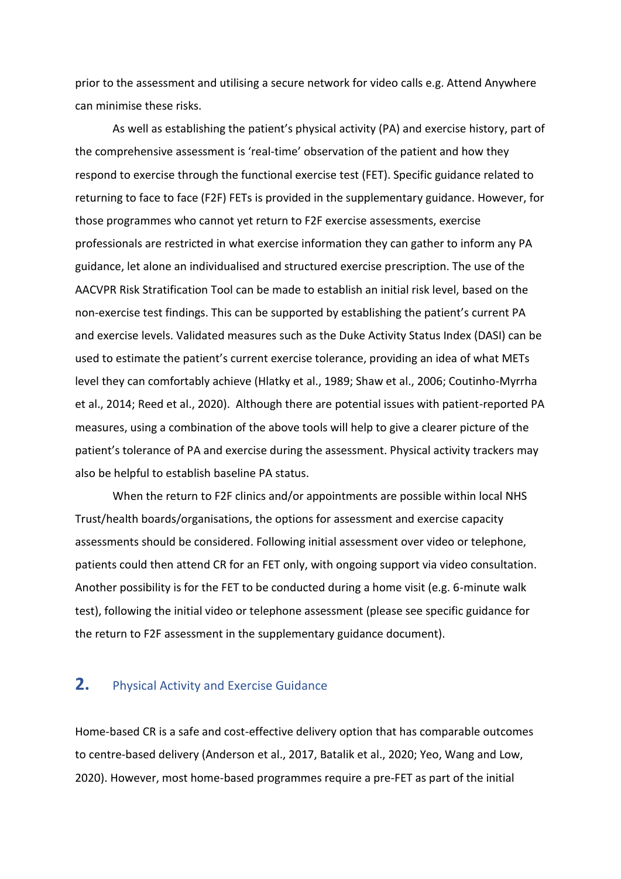prior to the assessment and utilising a secure network for video calls e.g. Attend Anywhere can minimise these risks.

As well as establishing the patient's physical activity (PA) and exercise history, part of the comprehensive assessment is 'real-time' observation of the patient and how they respond to exercise through the functional exercise test (FET). Specific guidance related to returning to face to face (F2F) FETs is provided in the supplementary guidance. However, for those programmes who cannot yet return to F2F exercise assessments, exercise professionals are restricted in what exercise information they can gather to inform any PA guidance, let alone an individualised and structured exercise prescription. The use of the AACVPR Risk Stratification Tool can be made to establish an initial risk level, based on the non-exercise test findings. This can be supported by establishing the patient's current PA and exercise levels. Validated measures such as the Duke Activity Status Index (DASI) can be used to estimate the patient's current exercise tolerance, providing an idea of what METs level they can comfortably achieve (Hlatky et al., 1989; Shaw et al., 2006; Coutinho-Myrrha et al., 2014; Reed et al., 2020). Although there are potential issues with patient-reported PA measures, using a combination of the above tools will help to give a clearer picture of the patient's tolerance of PA and exercise during the assessment. Physical activity trackers may also be helpful to establish baseline PA status.

When the return to F2F clinics and/or appointments are possible within local NHS Trust/health boards/organisations, the options for assessment and exercise capacity assessments should be considered. Following initial assessment over video or telephone, patients could then attend CR for an FET only, with ongoing support via video consultation. Another possibility is for the FET to be conducted during a home visit (e.g. 6-minute walk test), following the initial video or telephone assessment (please see specific guidance for the return to F2F assessment in the supplementary guidance document).

## 2. Physical Activity and Exercise Guidance

Home-based CR is a safe and cost-effective delivery option that has comparable outcomes to centre-based delivery (Anderson et al., 2017, Batalik et al., 2020; Yeo, Wang and Low, 2020). However, most home-based programmes require a pre-FET as part of the initial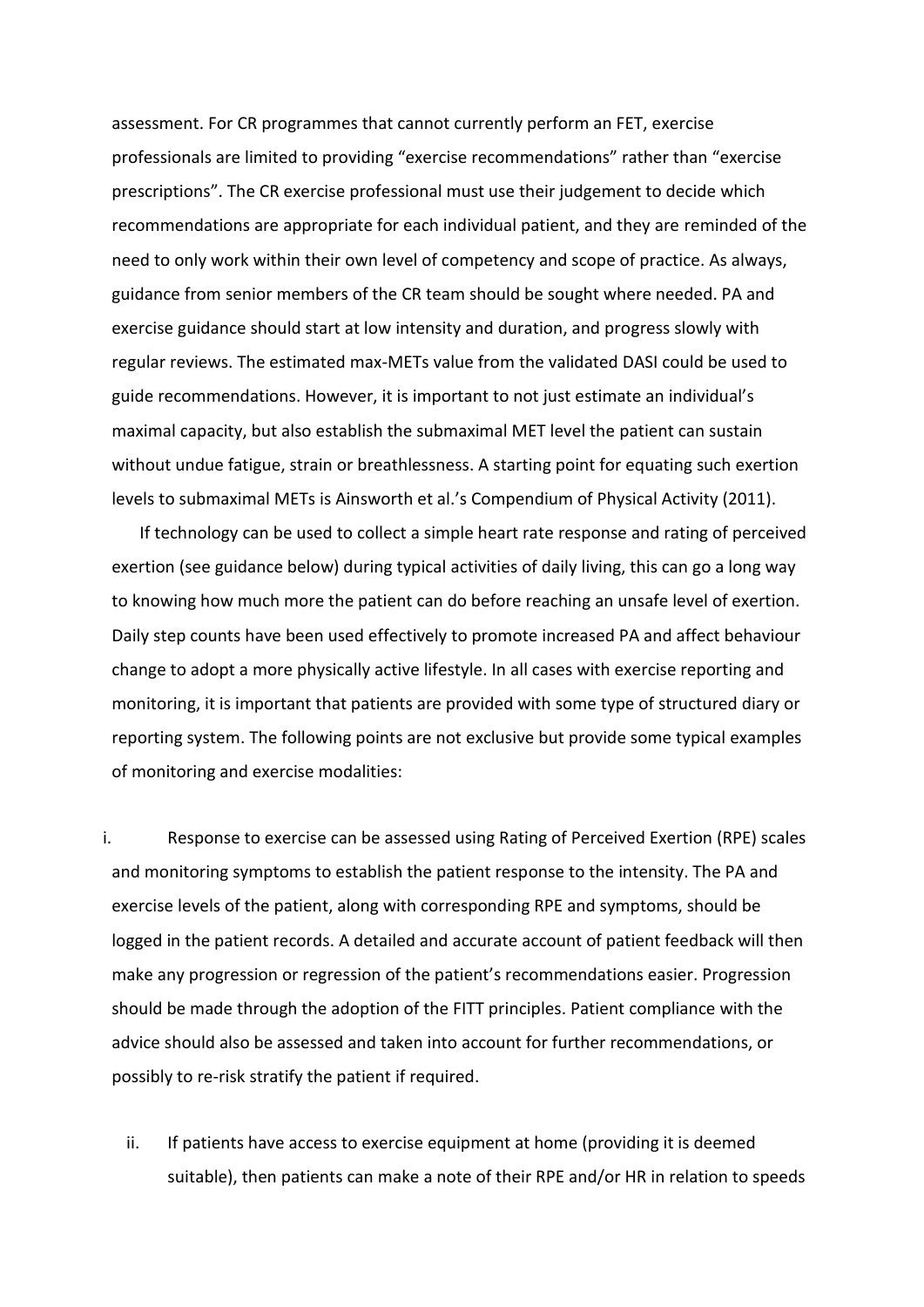assessment. For CR programmes that cannot currently perform an FET, exercise professionals are limited to providing "exercise recommendations" rather than "exercise prescriptions". The CR exercise professional must use their judgement to decide which recommendations are appropriate for each individual patient, and they are reminded of the need to only work within their own level of competency and scope of practice. As always, guidance from senior members of the CR team should be sought where needed. PA and exercise guidance should start at low intensity and duration, and progress slowly with regular reviews. The estimated max-METs value from the validated DASI could be used to guide recommendations. However, it is important to not just estimate an individual's maximal capacity, but also establish the submaximal MET level the patient can sustain without undue fatigue, strain or breathlessness. A starting point for equating such exertion levels to submaximal METs is Ainsworth et al.'s Compendium of Physical Activity (2011).

If technology can be used to collect a simple heart rate response and rating of perceived exertion (see guidance below) during typical activities of daily living, this can go a long way to knowing how much more the patient can do before reaching an unsafe level of exertion. Daily step counts have been used effectively to promote increased PA and affect behaviour change to adopt a more physically active lifestyle. In all cases with exercise reporting and monitoring, it is important that patients are provided with some type of structured diary or reporting system. The following points are not exclusive but provide some typical examples of monitoring and exercise modalities:

i. Response to exercise can be assessed using Rating of Perceived Exertion (RPE) scales and monitoring symptoms to establish the patient response to the intensity. The PA and exercise levels of the patient, along with corresponding RPE and symptoms, should be logged in the patient records. A detailed and accurate account of patient feedback will then make any progression or regression of the patient's recommendations easier. Progression should be made through the adoption of the FITT principles. Patient compliance with the advice should also be assessed and taken into account for further recommendations, or possibly to re-risk stratify the patient if required.

ii. If patients have access to exercise equipment at home (providing it is deemed suitable), then patients can make a note of their RPE and/or HR in relation to speeds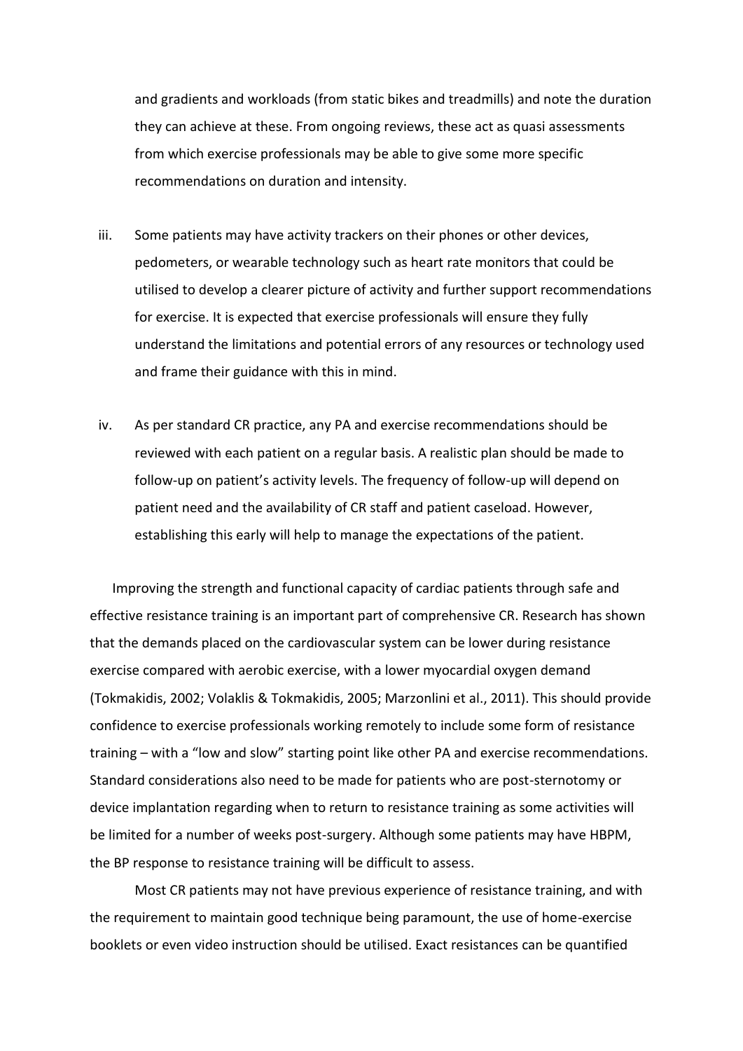and gradients and workloads (from static bikes and treadmills) and note the duration they can achieve at these. From ongoing reviews, these act as quasi assessments from which exercise professionals may be able to give some more specific recommendations on duration and intensity.

iii. Some patients may have activity trackers on their phones or other devices, pedometers, or wearable technology such as heart rate monitors that could be utilised to develop a clearer picture of activity and further support recommendations for exercise. It is expected that exercise professionals will ensure they fully understand the limitations and potential errors of any resources or technology used and frame their guidance with this in mind.

iv. As per standard CR practice, any PA and exercise recommendations should be reviewed with each patient on a regular basis. A realistic plan should be made to follow-up on patient's activity levels. The frequency of follow-up will depend on patient need and the availability of CR staff and patient caseload. However, establishing this early will help to manage the expectations of the patient.

Improving the strength and functional capacity of cardiac patients through safe and effective resistance training is an important part of comprehensive CR. Research has shown that the demands placed on the cardiovascular system can be lower during resistance exercise compared with aerobic exercise, with a lower myocardial oxygen demand (Tokmakidis, 2002; Volaklis & Tokmakidis, 2005; Marzonlini et al., 2011). This should provide confidence to exercise professionals working remotely to include some form of resistance training – with a "low and slow" starting point like other PA and exercise recommendations. Standard considerations also need to be made for patients who are post-sternotomy or device implantation regarding when to return to resistance training as some activities will be limited for a number of weeks post-surgery. Although some patients may have HBPM, the BP response to resistance training will be difficult to assess.

Most CR patients may not have previous experience of resistance training, and with the requirement to maintain good technique being paramount, the use of home-exercise booklets or even video instruction should be utilised. Exact resistances can be quantified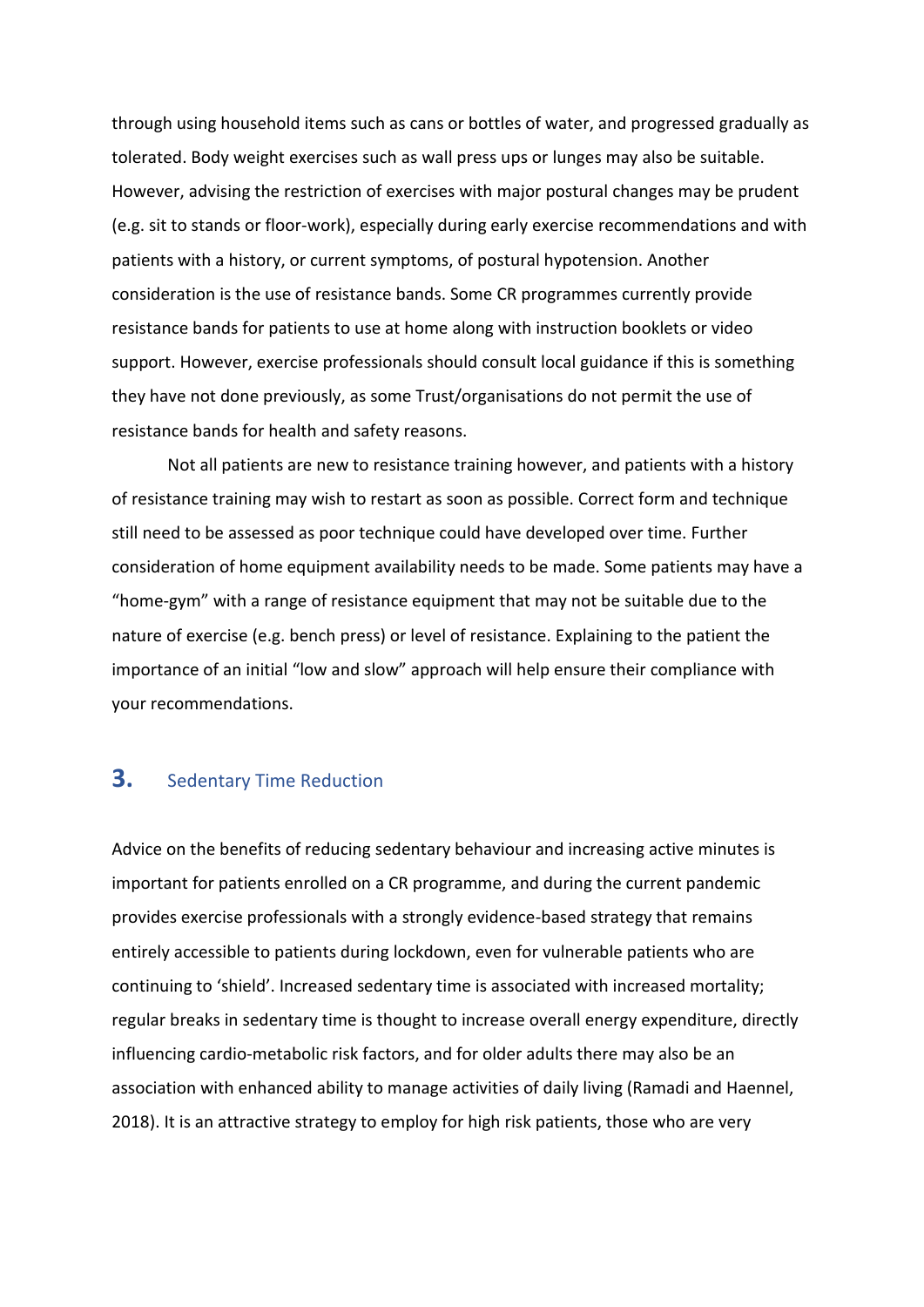through using household items such as cans or bottles of water, and progressed gradually as tolerated. Body weight exercises such as wall press ups or lunges may also be suitable. However, advising the restriction of exercises with major postural changes may be prudent (e.g. sit to stands or floor-work), especially during early exercise recommendations and with patients with a history, or current symptoms, of postural hypotension. Another consideration is the use of resistance bands. Some CR programmes currently provide resistance bands for patients to use at home along with instruction booklets or video support. However, exercise professionals should consult local guidance if this is something they have not done previously, as some Trust/organisations do not permit the use of resistance bands for health and safety reasons.

Not all patients are new to resistance training however, and patients with a history of resistance training may wish to restart as soon as possible. Correct form and technique still need to be assessed as poor technique could have developed over time. Further consideration of home equipment availability needs to be made. Some patients may have a "home-gym" with a range of resistance equipment that may not be suitable due to the nature of exercise (e.g. bench press) or level of resistance. Explaining to the patient the importance of an initial "low and slow" approach will help ensure their compliance with your recommendations.

## 3. Sedentary Time Reduction

Advice on the benefits of reducing sedentary behaviour and increasing active minutes is important for patients enrolled on a CR programme, and during the current pandemic provides exercise professionals with a strongly evidence-based strategy that remains entirely accessible to patients during lockdown, even for vulnerable patients who are continuing to 'shield'. Increased sedentary time is associated with increased mortality; regular breaks in sedentary time is thought to increase overall energy expenditure, directly influencing cardio-metabolic risk factors, and for older adults there may also be an association with enhanced ability to manage activities of daily living (Ramadi and Haennel, 2018). It is an attractive strategy to employ for high risk patients, those who are very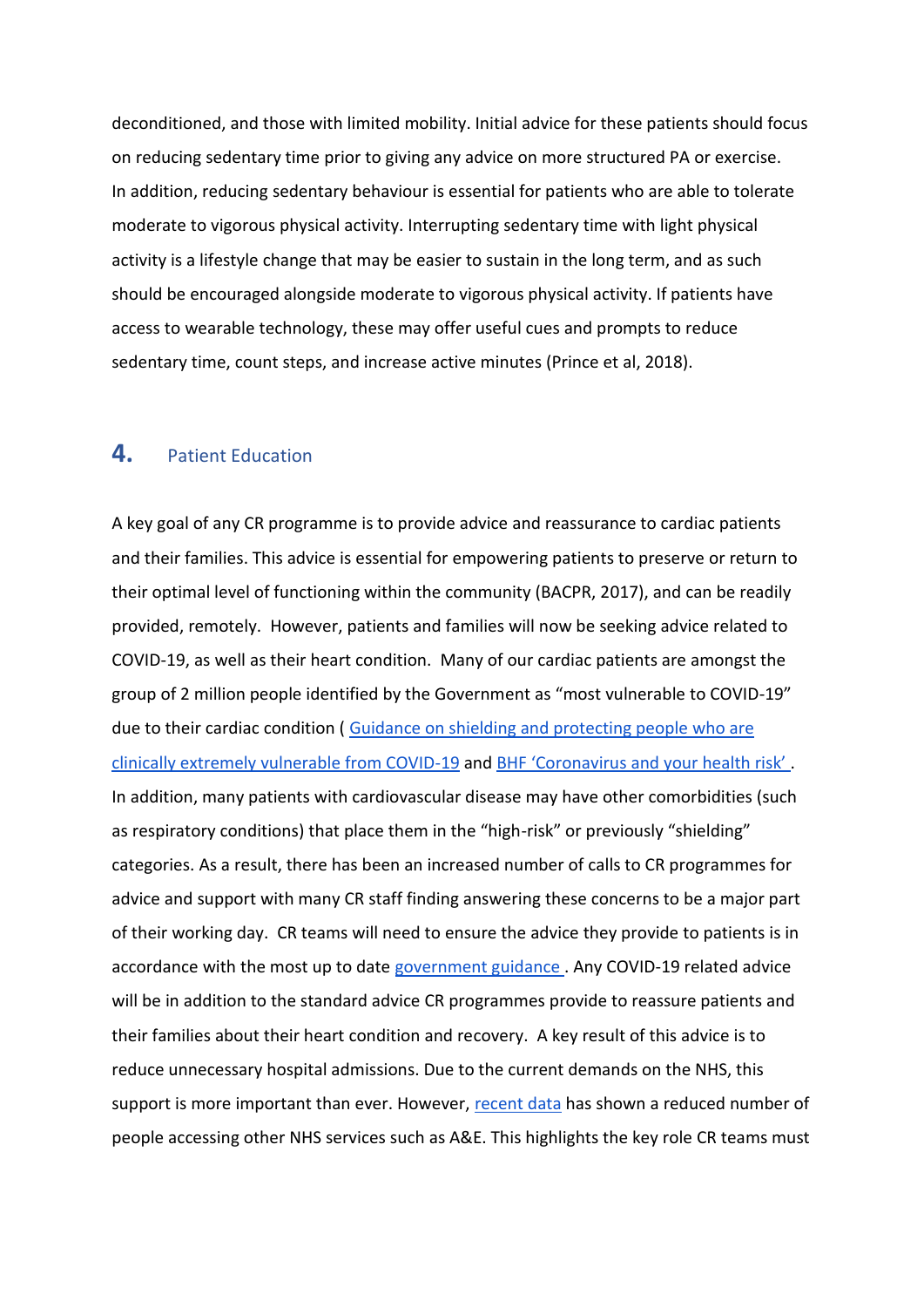deconditioned, and those with limited mobility. Initial advice for these patients should focus on reducing sedentary time prior to giving any advice on more structured PA or exercise. In addition, reducing sedentary behaviour is essential for patients who are able to tolerate moderate to vigorous physical activity. Interrupting sedentary time with light physical activity is a lifestyle change that may be easier to sustain in the long term, and as such should be encouraged alongside moderate to vigorous physical activity. If patients have access to wearable technology, these may offer useful cues and prompts to reduce sedentary time, count steps, and increase active minutes (Prince et al, 2018).

## 4. Patient Education

A key goal of any CR programme is to provide advice and reassurance to cardiac patients and their families. This advice is essential for empowering patients to preserve or return to their optimal level of functioning within the community (BACPR, 2017), and can be readily provided, remotely. However, patients and families will now be seeking advice related to COVID-19, as well as their heart condition. Many of our cardiac patients are amongst the group of 2 million people identified by the Government as "most vulnerable to COVID-19" due to their cardiac condition ( Guidance on shielding and protecting people who are clinically extremely vulnerable from COVID-19 and BHF 'Coronavirus and your health risk' . In addition, many patients with cardiovascular disease may have other comorbidities (such as respiratory conditions) that place them in the "high-risk" or previously "shielding" categories. As a result, there has been an increased number of calls to CR programmes for advice and support with many CR staff finding answering these concerns to be a major part of their working day. CR teams will need to ensure the advice they provide to patients is in accordance with the most up to date government guidance . Any COVID-19 related advice will be in addition to the standard advice CR programmes provide to reassure patients and their families about their heart condition and recovery. A key result of this advice is to reduce unnecessary hospital admissions. Due to the current demands on the NHS, this support is more important than ever. However, recent data has shown a reduced number of people accessing other NHS services such as A&E. This highlights the key role CR teams must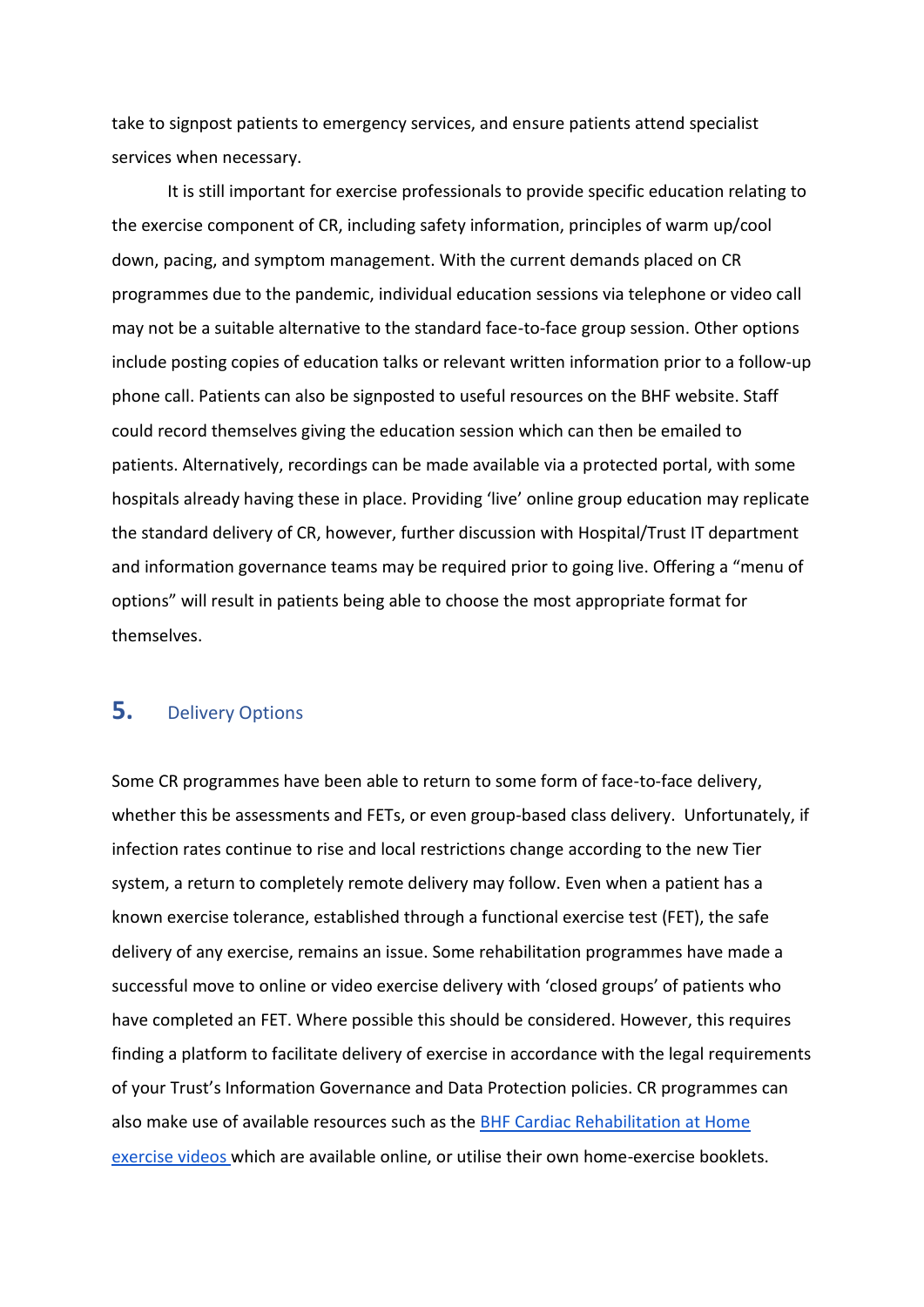take to signpost patients to emergency services, and ensure patients attend specialist services when necessary.

It is still important for exercise professionals to provide specific education relating to the exercise component of CR, including safety information, principles of warm up/cool down, pacing, and symptom management. With the current demands placed on CR programmes due to the pandemic, individual education sessions via telephone or video call may not be a suitable alternative to the standard face-to-face group session. Other options include posting copies of education talks or relevant written information prior to a follow-up phone call. Patients can also be signposted to useful resources on the BHF website. Staff could record themselves giving the education session which can then be emailed to patients. Alternatively, recordings can be made available via a protected portal, with some hospitals already having these in place. Providing 'live' online group education may replicate the standard delivery of CR, however, further discussion with Hospital/Trust IT department and information governance teams may be required prior to going live. Offering a "menu of options" will result in patients being able to choose the most appropriate format for themselves.

## 5. Delivery Options

Some CR programmes have been able to return to some form of face-to-face delivery, whether this be assessments and FETs, or even group-based class delivery. Unfortunately, if infection rates continue to rise and local restrictions change according to the new Tier system, a return to completely remote delivery may follow. Even when a patient has a known exercise tolerance, established through a functional exercise test (FET), the safe delivery of any exercise, remains an issue. Some rehabilitation programmes have made a successful move to online or video exercise delivery with 'closed groups' of patients who have completed an FET. Where possible this should be considered. However, this requires finding a platform to facilitate delivery of exercise in accordance with the legal requirements of your Trust's Information Governance and Data Protection policies. CR programmes can also make use of available resources such as the BHF Cardiac Rehabilitation at Home exercise videos which are available online, or utilise their own home-exercise booklets.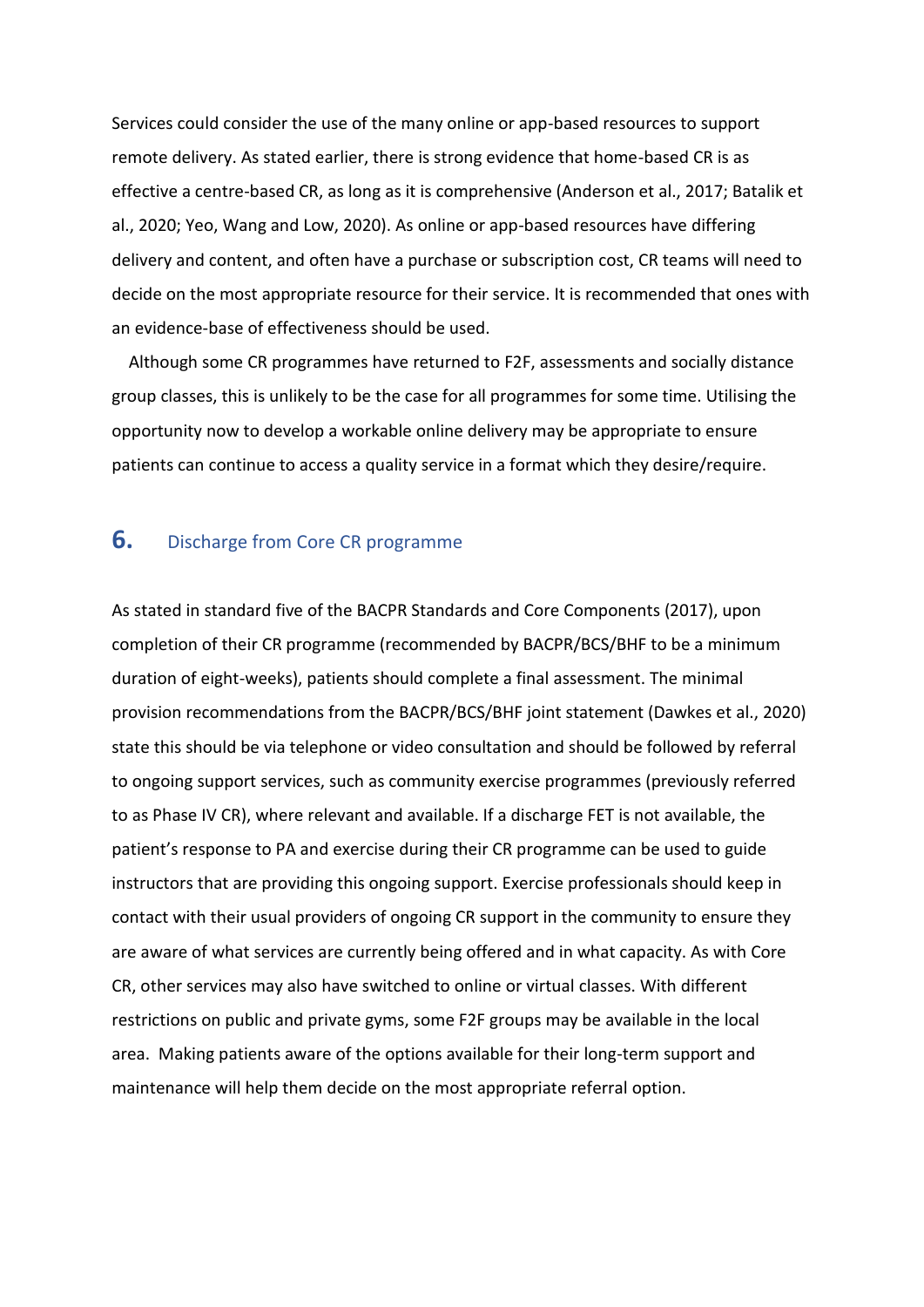Services could consider the use of the many online or app-based resources to support remote delivery. As stated earlier, there is strong evidence that home-based CR is as effective a centre-based CR, as long as it is comprehensive (Anderson et al., 2017; Batalik et al., 2020; Yeo, Wang and Low, 2020). As online or app-based resources have differing delivery and content, and often have a purchase or subscription cost, CR teams will need to decide on the most appropriate resource for their service. It is recommended that ones with an evidence-base of effectiveness should be used.

Although some CR programmes have returned to F2F, assessments and socially distance group classes, this is unlikely to be the case for all programmes for some time. Utilising the opportunity now to develop a workable online delivery may be appropriate to ensure patients can continue to access a quality service in a format which they desire/require.

## 6. Discharge from Core CR programme

As stated in standard five of the BACPR Standards and Core Components (2017), upon completion of their CR programme (recommended by BACPR/BCS/BHF to be a minimum duration of eight-weeks), patients should complete a final assessment. The minimal provision recommendations from the BACPR/BCS/BHF joint statement (Dawkes et al., 2020) state this should be via telephone or video consultation and should be followed by referral to ongoing support services, such as community exercise programmes (previously referred to as Phase IV CR), where relevant and available. If a discharge FET is not available, the patient's response to PA and exercise during their CR programme can be used to guide instructors that are providing this ongoing support. Exercise professionals should keep in contact with their usual providers of ongoing CR support in the community to ensure they are aware of what services are currently being offered and in what capacity. As with Core CR, other services may also have switched to online or virtual classes. With different restrictions on public and private gyms, some F2F groups may be available in the local area. Making patients aware of the options available for their long-term support and maintenance will help them decide on the most appropriate referral option.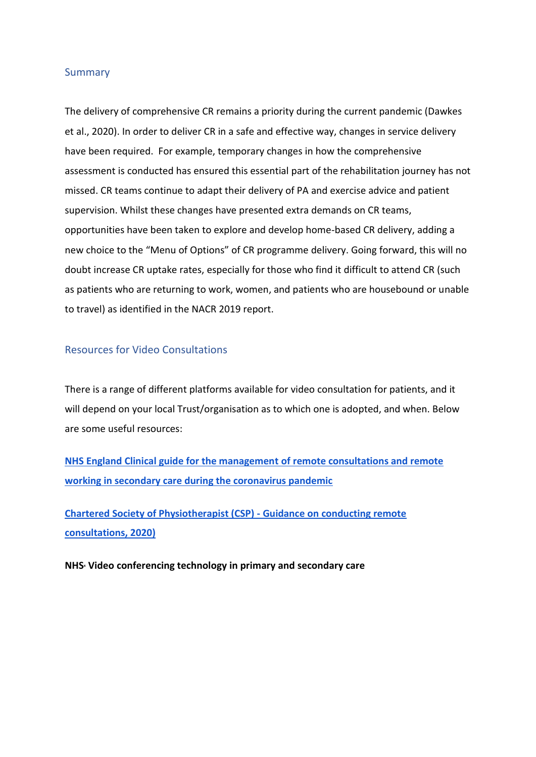## Summary

The delivery of comprehensive CR remains a priority during the current pandemic (Dawkes et al., 2020). In order to deliver CR in a safe and effective way, changes in service delivery have been required. For example, temporary changes in how the comprehensive assessment is conducted has ensured this essential part of the rehabilitation journey has not missed. CR teams continue to adapt their delivery of PA and exercise advice and patient supervision. Whilst these changes have presented extra demands on CR teams, opportunities have been taken to explore and develop home-based CR delivery, adding a new choice to the "Menu of Options" of CR programme delivery. Going forward, this will no doubt increase CR uptake rates, especially for those who find it difficult to attend CR (such as patients who are returning to work, women, and patients who are housebound or unable to travel) as identified in the NACR 2019 report.

## Resources for Video Consultations

There is a range of different platforms available for video consultation for patients, and it will depend on your local Trust/organisation as to which one is adopted, and when. Below are some useful resources:

**NHS England Clinical guide for the management of remote consultations and remote working in secondary care during the coronavirus pandemic**

**Chartered Society of Physiotherapist (CSP) - Guidance on conducting remote consultations, 2020)**

**NHS: Video conferencing technology in primary and secondary care**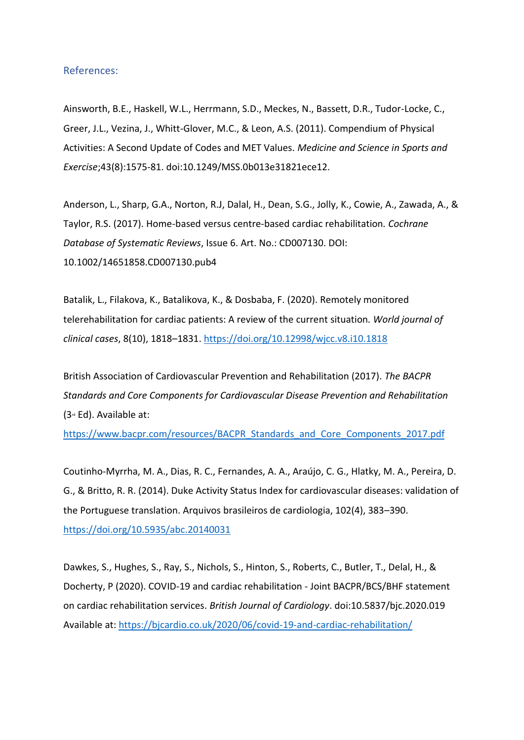## References:

Ainsworth, B.E., Haskell, W.L., Herrmann, S.D., Meckes, N., Bassett, D.R., Tudor-Locke, C., Greer, J.L., Vezina, J., Whitt-Glover, M.C., & Leon, A.S. (2011). Compendium of Physical Activities: A Second Update of Codes and MET Values. *Medicine and Science in Sports and Exercise*;43(8):1575-81. doi:10.1249/MSS.0b013e31821ece12.

Anderson, L., Sharp, G.A., Norton, R.J, Dalal, H., Dean, S.G., Jolly, K., Cowie, A., Zawada, A., & Taylor, R.S. (2017). Home-based versus centre-based cardiac rehabilitation. *Cochrane Database of Systematic Reviews*, Issue 6. Art. No.: CD007130. DOI: 10.1002/14651858.CD007130.pub4

Batalik, L., Filakova, K., Batalikova, K., & Dosbaba, F. (2020). Remotely monitored telerehabilitation for cardiac patients: A review of the current situation. *World journal of clinical cases*, 8(10), 1818–1831. https://doi.org/10.12998/wjcc.v8.i10.1818

British Association of Cardiovascular Prevention and Rehabilitation (2017). *The BACPR Standards and Core Components for Cardiovascular Disease Prevention and Rehabilitation* (3rd Ed). Available at: https://www.bacpr.com/resources/BACPR_Standards_and_Core_Components_2017.pdf

Coutinho-Myrrha, M. A., Dias, R. C., Fernandes, A. A., Araújo, C. G., Hlatky, M. A., Pereira, D. G., & Britto, R. R. (2014). Duke Activity Status Index for cardiovascular diseases: validation of the Portuguese translation. Arquivos brasileiros de cardiologia, 102(4), 383–390. https://doi.org/10.5935/abc.20140031

Dawkes, S., Hughes, S., Ray, S., Nichols, S., Hinton, S., Roberts, C., Butler, T., Delal, H., & Docherty, P (2020). COVID-19 and cardiac rehabilitation - Joint BACPR/BCS/BHF statement on cardiac rehabilitation services. *British Journal of Cardiology*. doi:10.5837/bjc.2020.019 Available at: https://bjcardio.co.uk/2020/06/covid-19-and-cardiac-rehabilitation/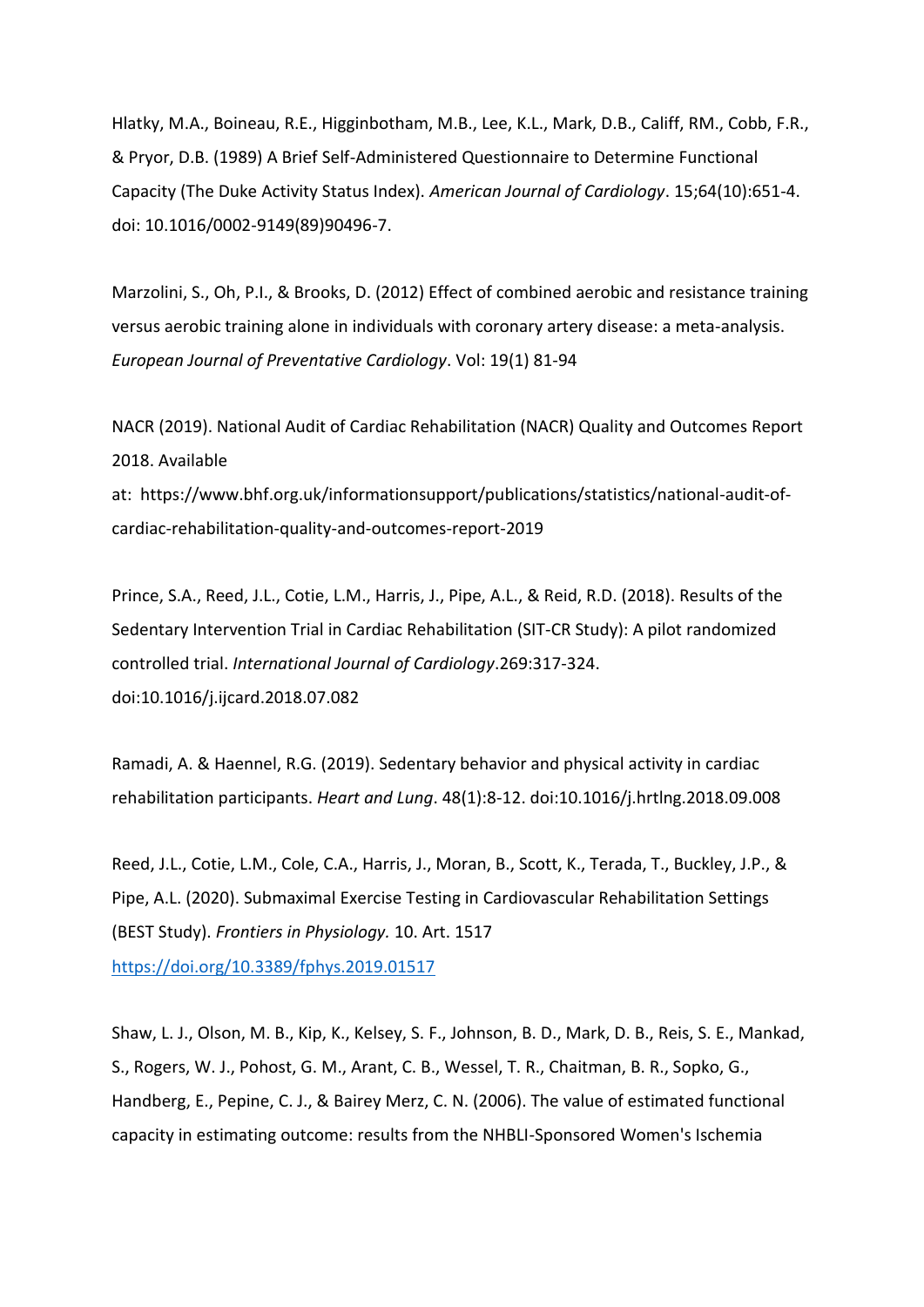Hlatky, M.A., Boineau, R.E., Higginbotham, M.B., Lee, K.L., Mark, D.B., Califf, RM., Cobb, F.R., & Pryor, D.B. (1989) A Brief Self-Administered Questionnaire to Determine Functional Capacity (The Duke Activity Status Index). *American Journal of Cardiology*. 15;64(10):651-4. doi: 10.1016/0002-9149(89)90496-7.

Marzolini, S., Oh, P.I., & Brooks, D. (2012) Effect of combined aerobic and resistance training versus aerobic training alone in individuals with coronary artery disease: a meta-analysis. *European Journal of Preventative Cardiology*. Vol: 19(1) 81-94

NACR (2019). National Audit of Cardiac Rehabilitation (NACR) Quality and Outcomes Report 2018. Available at: https://www.bhf.org.uk/informationsupport/publications/statistics/national-audit-of-cardiac-rehabilitation-quality-and-outcomes-report-2019

Prince, S.A., Reed, J.L., Cotie, L.M., Harris, J., Pipe, A.L., & Reid, R.D. (2018). Results of the Sedentary Intervention Trial in Cardiac Rehabilitation (SIT-CR Study): A pilot randomized controlled trial. *International Journal of Cardiology*.269:317-324. doi:10.1016/j.ijcard.2018.07.082

Ramadi, A. & Haennel, R.G. (2019). Sedentary behavior and physical activity in cardiac rehabilitation participants. *Heart and Lung*. 48(1):8-12. doi:10.1016/j.hrtlng.2018.09.008

Reed, J.L., Cotie, L.M., Cole, C.A., Harris, J., Moran, B., Scott, K., Terada, T., Buckley, J.P., & Pipe, A.L. (2020). Submaximal Exercise Testing in Cardiovascular Rehabilitation Settings (BEST Study). *Frontiers in Physiology.* 10. Art. 1517 https://doi.org/10.3389/fphys.2019.01517

Shaw, L. J., Olson, M. B., Kip, K., Kelsey, S. F., Johnson, B. D., Mark, D. B., Reis, S. E., Mankad, S., Rogers, W. J., Pohost, G. M., Arant, C. B., Wessel, T. R., Chaitman, B. R., Sopko, G., Handberg, E., Pepine, C. J., & Bairey Merz, C. N. (2006). The value of estimated functional capacity in estimating outcome: results from the NHBLI-Sponsored Women's Ischemia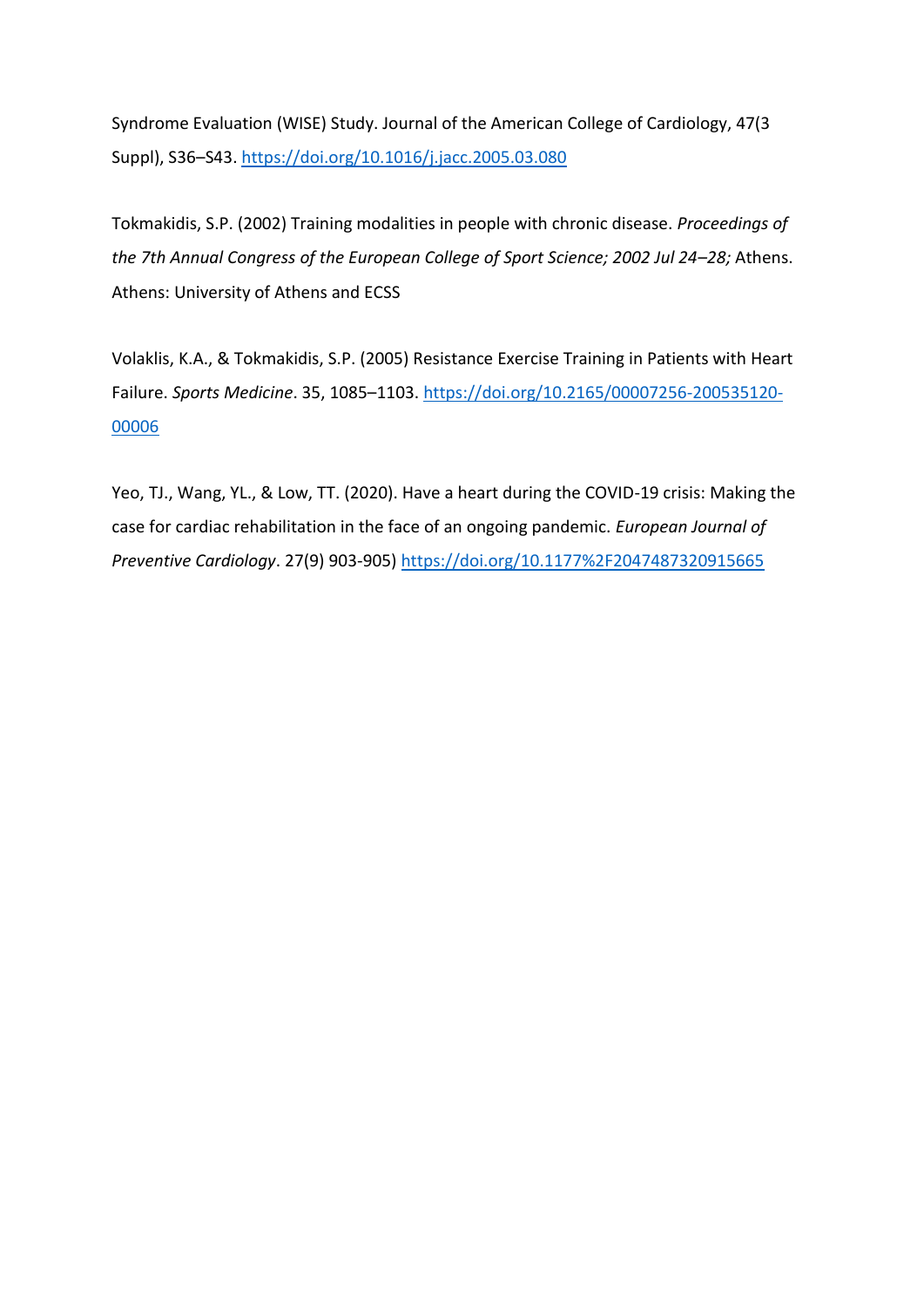Syndrome Evaluation (WISE) Study. Journal of the American College of Cardiology, 47(3 Suppl), S36–S43. https://doi.org/10.1016/j.jacc.2005.03.080

Tokmakidis, S.P. (2002) Training modalities in people with chronic disease. *Proceedings of the 7th Annual Congress of the European College of Sport Science; 2002 Jul 24–28;* Athens. Athens: University of Athens and ECSS

Volaklis, K.A., & Tokmakidis, S.P. (2005) Resistance Exercise Training in Patients with Heart Failure. *Sports Medicine*. 35, 1085–1103. https://doi.org/10.2165/00007256-200535120-00006

Yeo, TJ., Wang, YL., & Low, TT. (2020). Have a heart during the COVID-19 crisis: Making the case for cardiac rehabilitation in the face of an ongoing pandemic. *European Journal of Preventive Cardiology*. 27(9) 903-905) https://doi.org/10.1177%2F2047487320915665